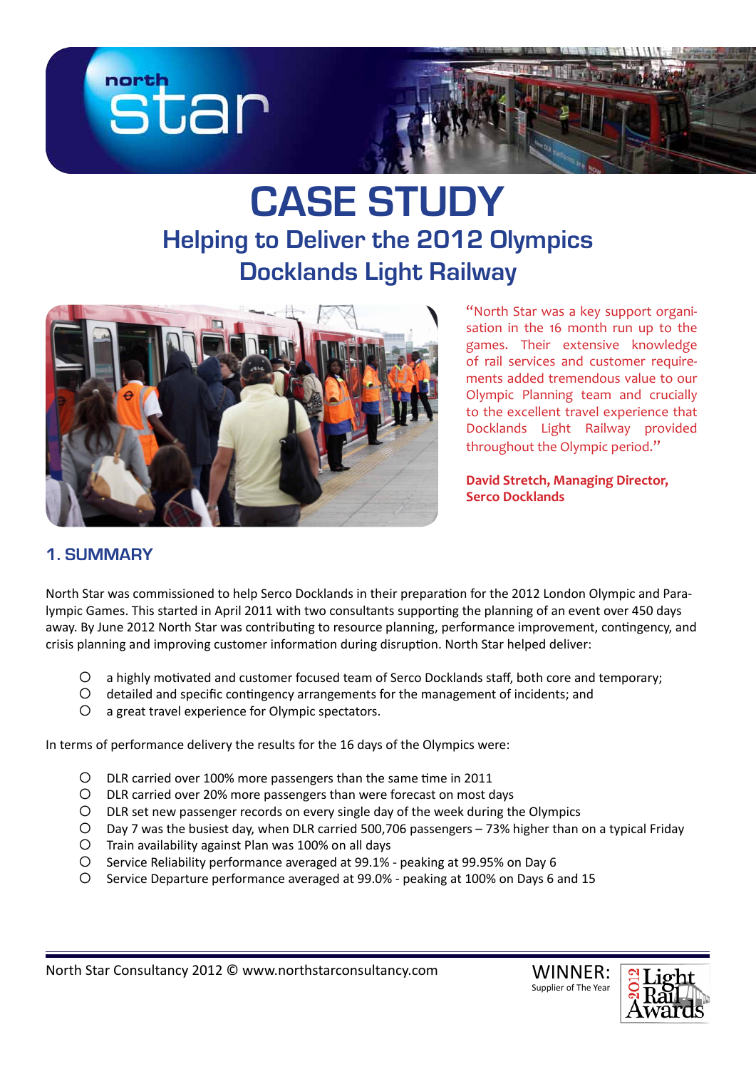# CASE STUDY

## Helping to Deliver the 2012 Olympics Docklands Light Railway

"North Star was a key support organisation in the 16 month run up to the games. Their extensive knowledge of rail services and customer requirements added tremendous value to our Olympic Planning team and crucially to the excellent travel experience that Docklands Light Railway provided throughout the Olympic period."

**David Stretch, Managing Director, Serco Docklands**

## 1. SUMMARY

North Star was commissioned to help Serco Docklands in their preparation for the 2012 London Olympic and Paralympic Games. This started in April 2011 with two consultants supporting the planning of an event over 450 days away. By June 2012 North Star was contributing to resource planning, performance improvement, contingency, and crisis planning and improving customer information during disruption. North Star helped deliver:

- a highly motivated and customer focused team of Serco Docklands staff, both core and temporary;
- detailed and specific contingency arrangements for the management of incidents; and
- a great travel experience for Olympic spectators.

In terms of performance delivery the results for the 16 days of the Olympics were:

- DLR carried over 100% more passengers than the same time in 2011
- DLR carried over 20% more passengers than were forecast on most days
- DLR set new passenger records on every single day of the week during the Olympics
- Day 7 was the busiest day, when DLR carried 500,706 passengers – 73% higher than on a typical Friday
- Train availability against Plan was 100% on all days
- Service Reliability performance averaged at 99.1% - peaking at 99.95% on Day 6
- Service Departure performance averaged at 99.0% - peaking at 100% on Days 6 and 15

North Star Consultancy 2012 © www.northstarconsultancy.com

WINNER: Supplier of The Year — 2012 Light Rail Awards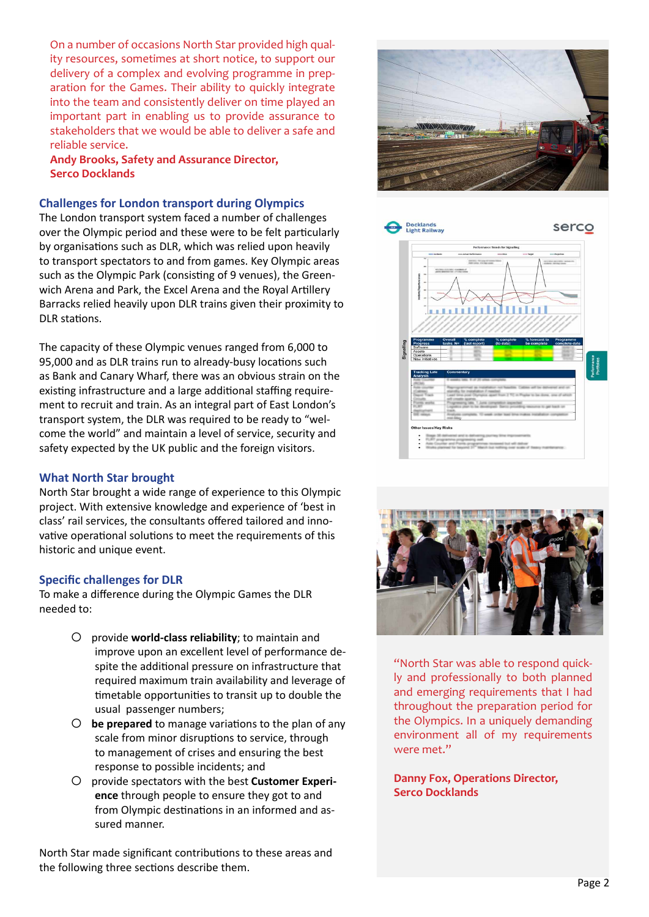On a number of occasions North Star provided high quality resources, sometimes at short notice, to support our delivery of a complex and evolving programme in preparation for the Games. Their ability to quickly integrate into the team and consistently deliver on time played an important part in enabling us to provide assurance to stakeholders that we would be able to deliver a safe and reliable service.

**Andy Brooks, Safety and Assurance Director, Serco Docklands**

## Challenges for London transport during Olympics

The London transport system faced a number of challenges over the Olympic period and these were to be felt particularly by organisations such as DLR, which was relied upon heavily to transport spectators to and from games. Key Olympic areas such as the Olympic Park (consisting of 9 venues), the Greenwich Arena and Park, the Excel Arena and the Royal Artillery Barracks relied heavily upon DLR trains given their proximity to DLR stations.

The capacity of these Olympic venues ranged from 6,000 to 95,000 and as DLR trains run to already-busy locations such as Bank and Canary Wharf, there was an obvious strain on the existing infrastructure and a large additional staffing requirement to recruit and train. As an integral part of East London's transport system, the DLR was required to be ready to "welcome the world" and maintain a level of service, security and safety expected by the UK public and the foreign visitors.

## What North Star brought

North Star brought a wide range of experience to this Olympic project. With extensive knowledge and experience of 'best in class' rail services, the consultants offered tailored and innovative operational solutions to meet the requirements of this historic and unique event.

## Specific challenges for DLR

To make a difference during the Olympic Games the DLR needed to:

- provide **world-class reliability**; to maintain and improve upon an excellent level of performance despite the additional pressure on infrastructure that required maximum train availability and leverage of timetable opportunities to transit up to double the usual passenger numbers;
- **be prepared** to manage variations to the plan of any scale from minor disruptions to service, through to management of crises and ensuring the best response to possible incidents; and
- provide spectators with the best **Customer Experience** through people to ensure they got to and from Olympic destinations in an informed and assured manner.

North Star made significant contributions to these areas and the following three sections describe them.

"North Star was able to respond quickly and professionally to both planned and emerging requirements that I had throughout the preparation period for the Olympics. In a uniquely demanding environment all of my requirements were met."

**Danny Fox, Operations Director, Serco Docklands**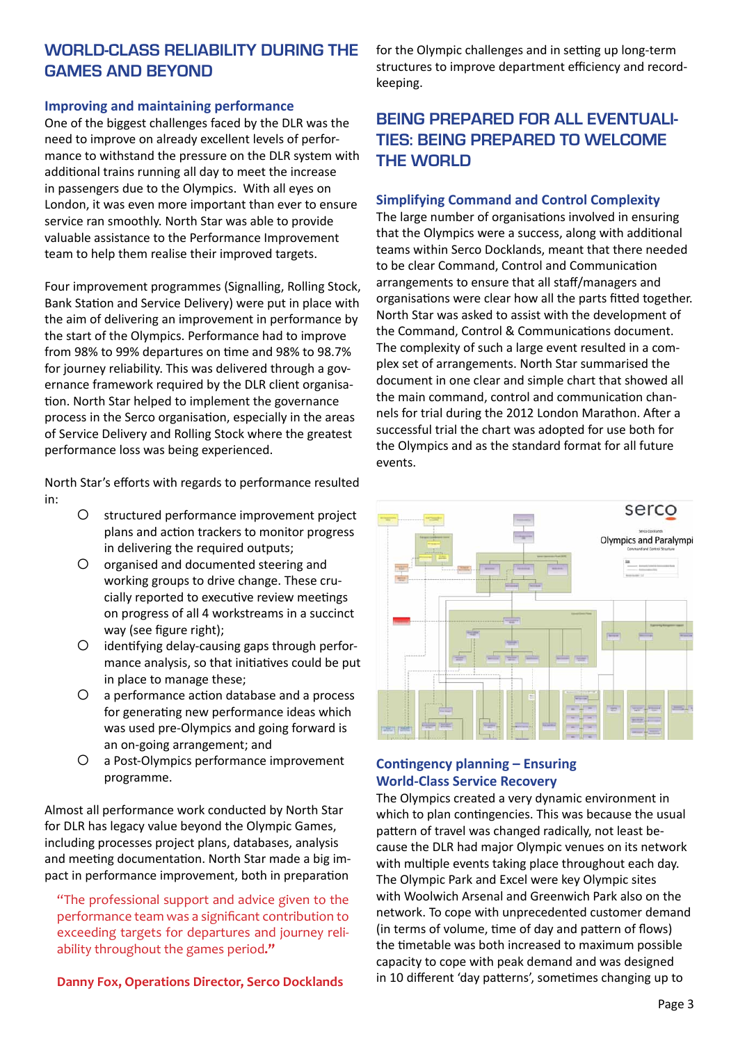## WORLD-CLASS RELIABILITY DURING THE GAMES AND BEYOND

### Improving and maintaining performance

One of the biggest challenges faced by the DLR was the need to improve on already excellent levels of performance to withstand the pressure on the DLR system with additional trains running all day to meet the increase in passengers due to the Olympics. With all eyes on London, it was even more important than ever to ensure service ran smoothly. North Star was able to provide valuable assistance to the Performance Improvement team to help them realise their improved targets.

Four improvement programmes (Signalling, Rolling Stock, Bank Station and Service Delivery) were put in place with the aim of delivering an improvement in performance by the start of the Olympics. Performance had to improve from 98% to 99% departures on time and 98% to 98.7% for journey reliability. This was delivered through a governance framework required by the DLR client organisation. North Star helped to implement the governance process in the Serco organisation, especially in the areas of Service Delivery and Rolling Stock where the greatest performance loss was being experienced.

North Star's efforts with regards to performance resulted in:

- structured performance improvement project plans and action trackers to monitor progress in delivering the required outputs;
- organised and documented steering and working groups to drive change. These crucially reported to executive review meetings on progress of all 4 workstreams in a succinct way (see figure right);
- identifying delay-causing gaps through performance analysis, so that initiatives could be put in place to manage these;
- a performance action database and a process for generating new performance ideas which was used pre-Olympics and going forward is an on-going arrangement; and
- a Post-Olympics performance improvement programme.

Almost all performance work conducted by North Star for DLR has legacy value beyond the Olympic Games, including processes project plans, databases, analysis and meeting documentation. North Star made a big impact in performance improvement, both in preparation for the Olympic challenges and in setting up long-term structures to improve department efficiency and record-keeping.

> "The professional support and advice given to the performance team was a significant contribution to exceeding targets for departures and journey reliability throughout the games period."
>
> **Danny Fox, Operations Director, Serco Docklands**

## BEING PREPARED FOR ALL EVENTUALITIES: BEING PREPARED TO WELCOME THE WORLD

### Simplifying Command and Control Complexity

The large number of organisations involved in ensuring that the Olympics were a success, along with additional teams within Serco Docklands, meant that there needed to be clear Command, Control and Communication arrangements to ensure that all staff/managers and organisations were clear how all the parts fitted together. North Star was asked to assist with the development of the Command, Control & Communications document. The complexity of such a large event resulted in a complex set of arrangements. North Star summarised the document in one clear and simple chart that showed all the main command, control and communication channels for trial during the 2012 London Marathon. After a successful trial the chart was adopted for use both for the Olympics and as the standard format for all future events.

### Contingency planning – Ensuring World-Class Service Recovery

The Olympics created a very dynamic environment in which to plan contingencies. This was because the usual pattern of travel was changed radically, not least because the DLR had major Olympic venues on its network with multiple events taking place throughout each day. The Olympic Park and Excel were key Olympic sites with Woolwich Arsenal and Greenwich Park also on the network. To cope with unprecedented customer demand (in terms of volume, time of day and pattern of flows) the timetable was both increased to maximum possible capacity to cope with peak demand and was designed in 10 different 'day patterns', sometimes changing up to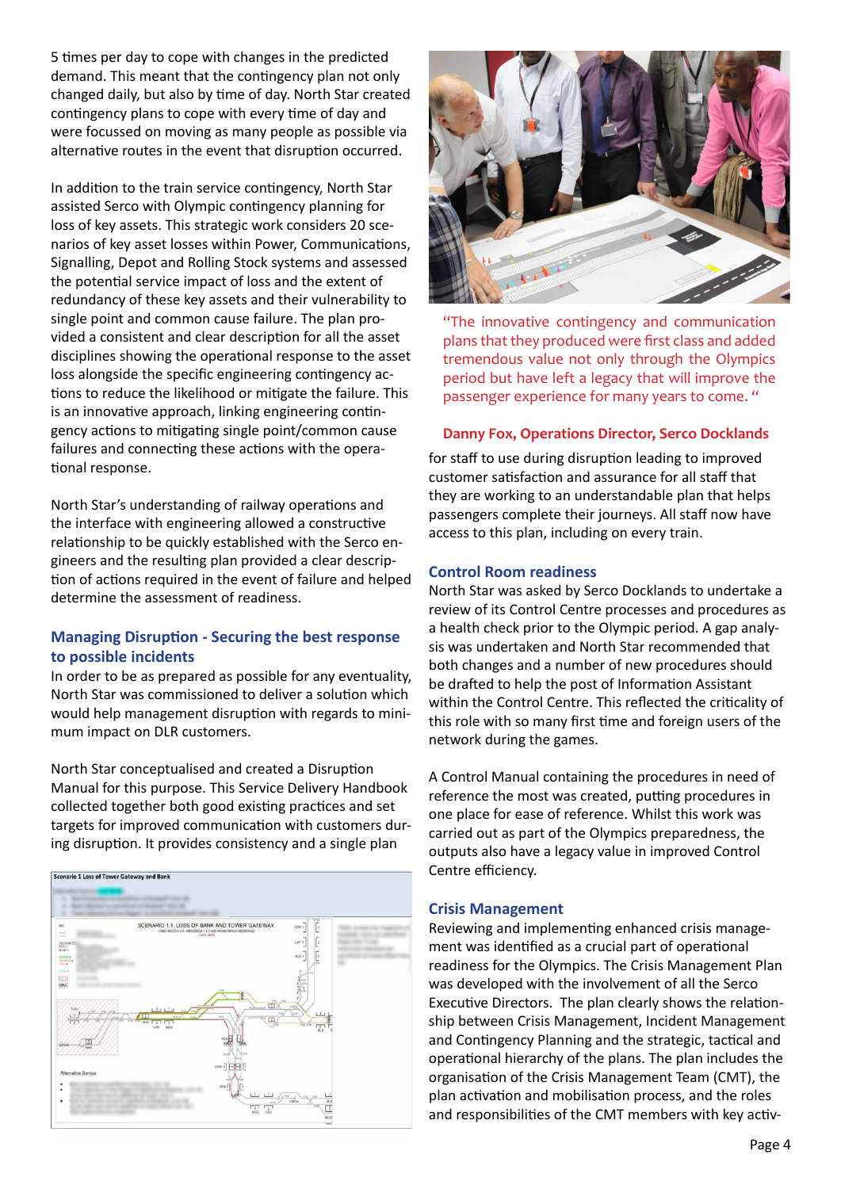5 times per day to cope with changes in the predicted demand. This meant that the contingency plan not only changed daily, but also by time of day. North Star created contingency plans to cope with every time of day and were focussed on moving as many people as possible via alternative routes in the event that disruption occurred.

In addition to the train service contingency, North Star assisted Serco with Olympic contingency planning for loss of key assets. This strategic work considers 20 scenarios of key asset losses within Power, Communications, Signalling, Depot and Rolling Stock systems and assessed the potential service impact of loss and the extent of redundancy of these key assets and their vulnerability to single point and common cause failure. The plan provided a consistent and clear description for all the asset disciplines showing the operational response to the asset loss alongside the specific engineering contingency actions to reduce the likelihood or mitigate the failure. This is an innovative approach, linking engineering contingency actions to mitigating single point/common cause failures and connecting these actions with the operational response.

North Star's understanding of railway operations and the interface with engineering allowed a constructive relationship to be quickly established with the Serco engineers and the resulting plan provided a clear description of actions required in the event of failure and helped determine the assessment of readiness.

### Managing Disruption - Securing the best response to possible incidents

In order to be as prepared as possible for any eventuality, North Star was commissioned to deliver a solution which would help management disruption with regards to minimum impact on DLR customers.

North Star conceptualised and created a Disruption Manual for this purpose. This Service Delivery Handbook collected together both good existing practices and set targets for improved communication with customers during disruption. It provides consistency and a single plan for staff to use during disruption leading to improved customer satisfaction and assurance for all staff that they are working to an understandable plan that helps passengers complete their journeys. All staff now have access to this plan, including on every train.

"The innovative contingency and communication plans that they produced were first class and added tremendous value not only through the Olympics period but have left a legacy that will improve the passenger experience for many years to come. "

**Danny Fox, Operations Director, Serco Docklands**

### Control Room readiness

North Star was asked by Serco Docklands to undertake a review of its Control Centre processes and procedures as a health check prior to the Olympic period. A gap analysis was undertaken and North Star recommended that both changes and a number of new procedures should be drafted to help the post of Information Assistant within the Control Centre. This reflected the criticality of this role with so many first time and foreign users of the network during the games.

A Control Manual containing the procedures in need of reference the most was created, putting procedures in one place for ease of reference. Whilst this work was carried out as part of the Olympics preparedness, the outputs also have a legacy value in improved Control Centre efficiency.

### Crisis Management

Reviewing and implementing enhanced crisis management was identified as a crucial part of operational readiness for the Olympics. The Crisis Management Plan was developed with the involvement of all the Serco Executive Directors. The plan clearly shows the relationship between Crisis Management, Incident Management and Contingency Planning and the strategic, tactical and operational hierarchy of the plans. The plan includes the organisation of the Crisis Management Team (CMT), the plan activation and mobilisation process, and the roles and responsibilities of the CMT members with key activ-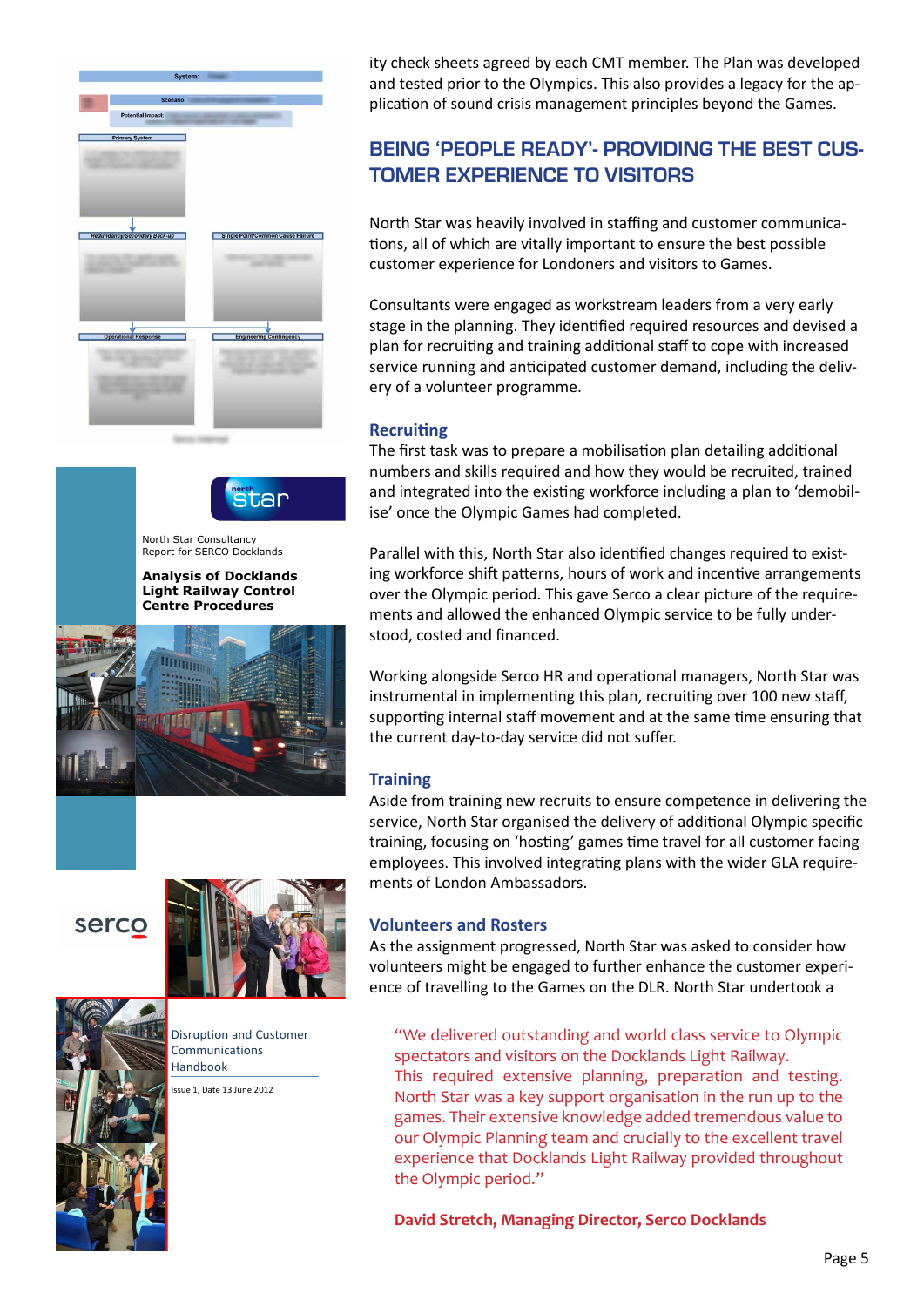ity check sheets agreed by each CMT member. The Plan was developed and tested prior to the Olympics. This also provides a legacy for the application of sound crisis management principles beyond the Games.

## BEING 'PEOPLE READY'- PROVIDING THE BEST CUSTOMER EXPERIENCE TO VISITORS

North Star was heavily involved in staffing and customer communications, all of which are vitally important to ensure the best possible customer experience for Londoners and visitors to Games.

Consultants were engaged as workstream leaders from a very early stage in the planning. They identified required resources and devised a plan for recruiting and training additional staff to cope with increased service running and anticipated customer demand, including the delivery of a volunteer programme.

### Recruiting

The first task was to prepare a mobilisation plan detailing additional numbers and skills required and how they would be recruited, trained and integrated into the existing workforce including a plan to 'demobilise' once the Olympic Games had completed.

Parallel with this, North Star also identified changes required to existing workforce shift patterns, hours of work and incentive arrangements over the Olympic period. This gave Serco a clear picture of the requirements and allowed the enhanced Olympic service to be fully understood, costed and financed.

Working alongside Serco HR and operational managers, North Star was instrumental in implementing this plan, recruiting over 100 new staff, supporting internal staff movement and at the same time ensuring that the current day-to-day service did not suffer.

### Training

Aside from training new recruits to ensure competence in delivering the service, North Star organised the delivery of additional Olympic specific training, focusing on 'hosting' games time travel for all customer facing employees. This involved integrating plans with the wider GLA requirements of London Ambassadors.

### Volunteers and Rosters

As the assignment progressed, North Star was asked to consider how volunteers might be engaged to further enhance the customer experience of travelling to the Games on the DLR. North Star undertook a

> "We delivered outstanding and world class service to Olympic spectators and visitors on the Docklands Light Railway. This required extensive planning, preparation and testing. North Star was a key support organisation in the run up to the games. Their extensive knowledge added tremendous value to our Olympic Planning team and crucially to the excellent travel experience that Docklands Light Railway provided throughout the Olympic period."
>
> **David Stretch, Managing Director, Serco Docklands**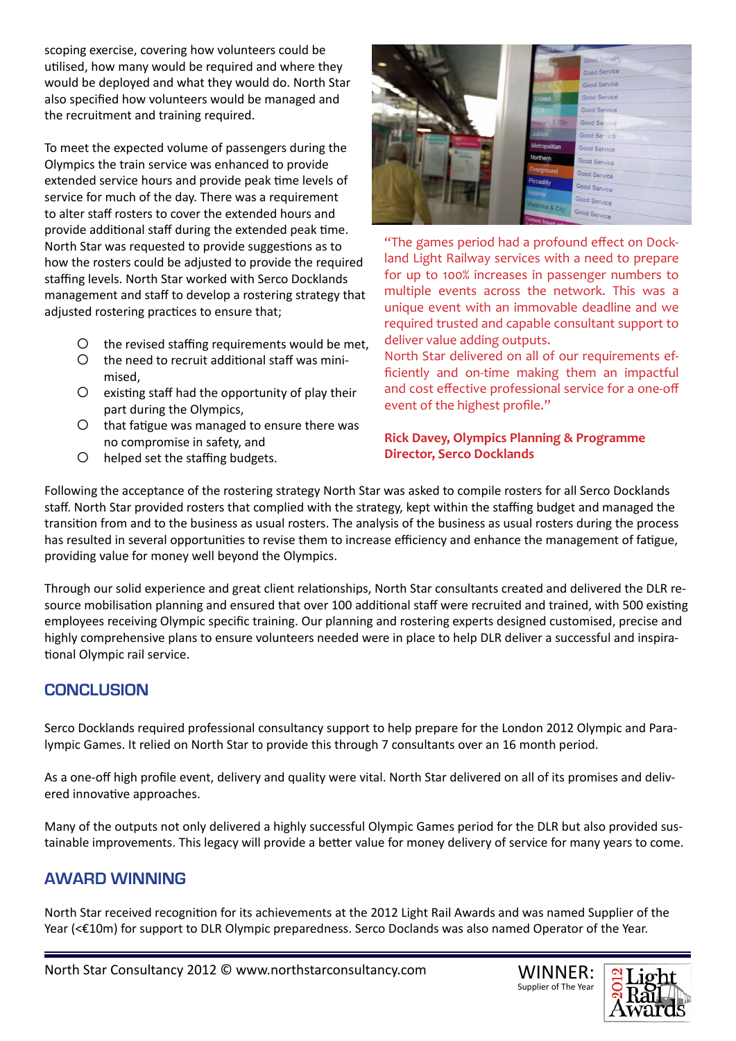scoping exercise, covering how volunteers could be utilised, how many would be required and where they would be deployed and what they would do. North Star also specified how volunteers would be managed and the recruitment and training required.

To meet the expected volume of passengers during the Olympics the train service was enhanced to provide extended service hours and provide peak time levels of service for much of the day. There was a requirement to alter staff rosters to cover the extended hours and provide additional staff during the extended peak time. North Star was requested to provide suggestions as to how the rosters could be adjusted to provide the required staffing levels. North Star worked with Serco Docklands management and staff to develop a rostering strategy that adjusted rostering practices to ensure that;

- the revised staffing requirements would be met,
- the need to recruit additional staff was minimised,
- existing staff had the opportunity of play their part during the Olympics,
- that fatigue was managed to ensure there was no compromise in safety, and
- helped set the staffing budgets.

"The games period had a profound effect on Dockland Light Railway services with a need to prepare for up to 100% increases in passenger numbers to multiple events across the network. This was a unique event with an immovable deadline and we required trusted and capable consultant support to deliver value adding outputs.
North Star delivered on all of our requirements efficiently and on-time making them an impactful and cost effective professional service for a one-off event of the highest profile."

**Rick Davey, Olympics Planning & Programme Director, Serco Docklands**

Following the acceptance of the rostering strategy North Star was asked to compile rosters for all Serco Docklands staff. North Star provided rosters that complied with the strategy, kept within the staffing budget and managed the transition from and to the business as usual rosters. The analysis of the business as usual rosters during the process has resulted in several opportunities to revise them to increase efficiency and enhance the management of fatigue, providing value for money well beyond the Olympics.

Through our solid experience and great client relationships, North Star consultants created and delivered the DLR resource mobilisation planning and ensured that over 100 additional staff were recruited and trained, with 500 existing employees receiving Olympic specific training. Our planning and rostering experts designed customised, precise and highly comprehensive plans to ensure volunteers needed were in place to help DLR deliver a successful and inspirational Olympic rail service.

## CONCLUSION

Serco Docklands required professional consultancy support to help prepare for the London 2012 Olympic and Paralympic Games. It relied on North Star to provide this through 7 consultants over an 16 month period.

As a one-off high profile event, delivery and quality were vital. North Star delivered on all of its promises and delivered innovative approaches.

Many of the outputs not only delivered a highly successful Olympic Games period for the DLR but also provided sustainable improvements. This legacy will provide a better value for money delivery of service for many years to come.

## AWARD WINNING

North Star received recognition for its achievements at the 2012 Light Rail Awards and was named Supplier of the Year (<€10m) for support to DLR Olympic preparedness. Serco Doclands was also named Operator of the Year.

North Star Consultancy 2012 © www.northstarconsultancy.com

WINNER:
Supplier of The Year

2012 Light Rail Awards